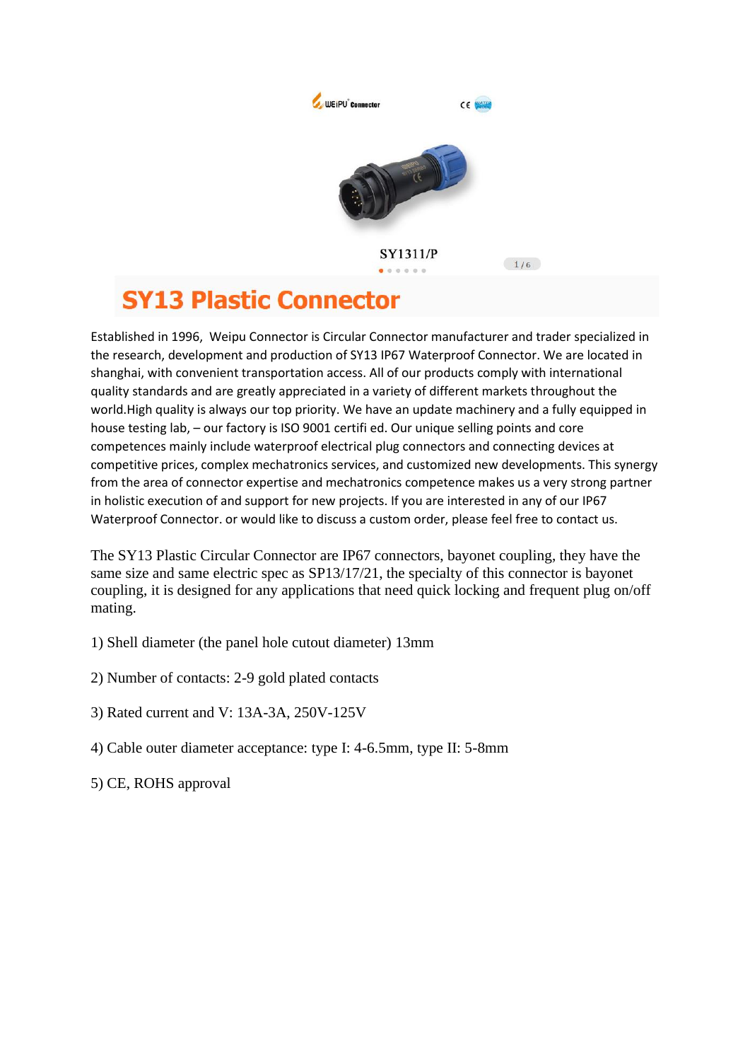SY1311/P

# SY13 Plastic Connector

Established in 1996,  Weipu Connector is Circular Connector manufacturer and trader specialized in the research, development and production of SY13 IP67 Waterproof Connector. We are located in shanghai, with convenient transportation access. All of our products comply with international quality standards and are greatly appreciated in a variety of different markets throughout the world.High quality is always our top priority. We have an update machinery and a fully equipped in house testing lab, – our factory is ISO 9001 certifi ed. Our unique selling points and core competences mainly include waterproof electrical plug connectors and connecting devices at competitive prices, complex mechatronics services, and customized new developments. This synergy from the area of connector expertise and mechatronics competence makes us a very strong partner in holistic execution of and support for new projects. If you are interested in any of our IP67 Waterproof Connector. or would like to discuss a custom order, please feel free to contact us.

The SY13 Plastic Circular Connector are IP67 connectors, bayonet coupling, they have the same size and same electric spec as SP13/17/21, the specialty of this connector is bayonet coupling, it is designed for any applications that need quick locking and frequent plug on/off mating.

1) Shell diameter (the panel hole cutout diameter) 13mm

2) Number of contacts: 2-9 gold plated contacts

3) Rated current and V: 13A-3A, 250V-125V

4) Cable outer diameter acceptance: type I: 4-6.5mm, type II: 5-8mm

5) CE, ROHS approval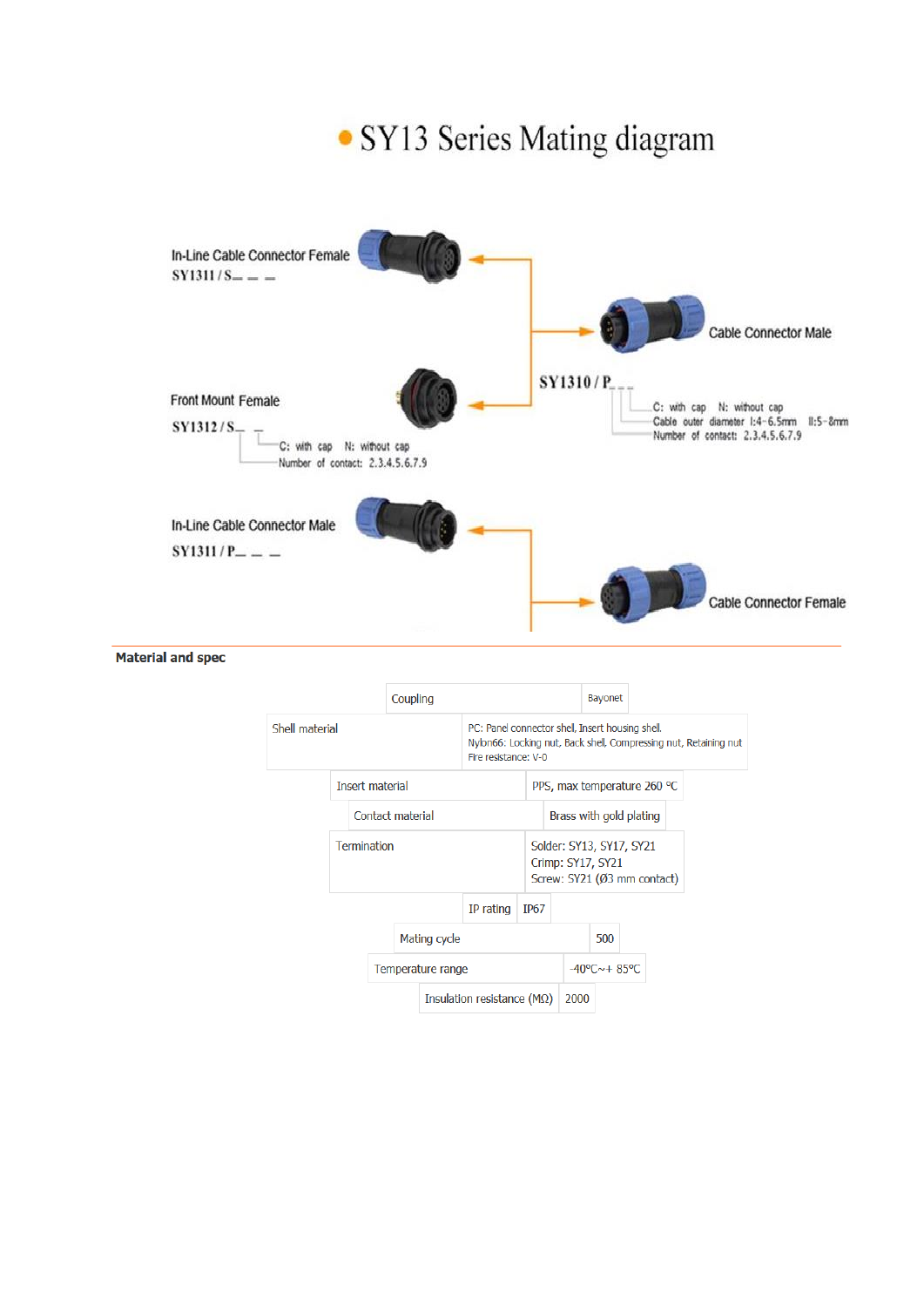# SY13 Series Mating diagram

In-Line Cable Connector Female
SY1311 / S_ _ _

Front Mount Female
SY1312 / S_ _
C: with cap N: without cap
Number of contact: 2.3.4.5.6.7.9

Cable Connector Male
SY1310 / P_ _ _
C: with cap N: without cap
Cable outer diameter I:4-6.5mm II:5-8mm
Number of contact: 2.3.4.5.6.7.9

In-Line Cable Connector Male
SY1311 / P_ _ _

Cable Connector Female

**Material and spec**

| | |
|---|---|
| Coupling | Bayonet |
| Shell material | PC: Panel connector shell, Insert housing shell.<br>Nylon66: Locking nut, Back shell, Compressing nut, Retaining nut<br>Fire resistance: V-0 |
| Insert material | PPS, max temperature 260 ℃ |
| Contact material | Brass with gold plating |
| Termination | Solder: SY13, SY17, SY21<br>Crimp: SY17, SY21<br>Screw: SY21 (Ø3 mm contact) |
| IP rating | IP67 |
| Mating cycle | 500 |
| Temperature range | -40℃~+ 85℃ |
| Insulation resistance (MΩ) | 2000 |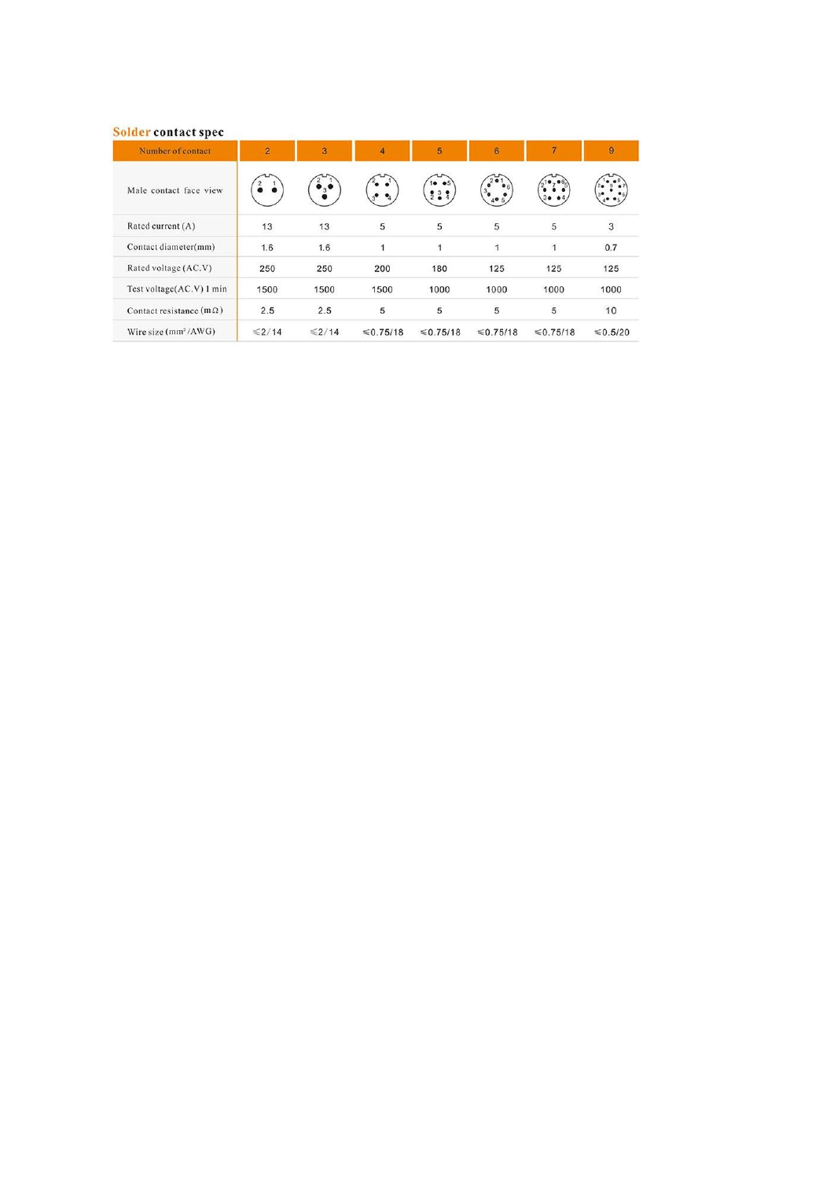## Solder contact spec

| Number of contact | 2 | 3 | 4 | 5 | 6 | 7 | 9 |
|---|---|---|---|---|---|---|---|
| Male contact face view | | | | | | | |
| Rated current (A) | 13 | 13 | 5 | 5 | 5 | 5 | 3 |
| Contact diameter(mm) | 1.6 | 1.6 | 1 | 1 | 1 | 1 | 0.7 |
| Rated voltage (AC.V) | 250 | 250 | 200 | 180 | 125 | 125 | 125 |
| Test voltage(AC.V) 1 min | 1500 | 1500 | 1500 | 1000 | 1000 | 1000 | 1000 |
| Contact resistance (mΩ) | 2.5 | 2.5 | 5 | 5 | 5 | 5 | 10 |
| Wire size ($mm^2$/AWG) | ≤2/14 | ≤2/14 | ≤0.75/18 | ≤0.75/18 | ≤0.75/18 | ≤0.75/18 | ≤0.5/20 |